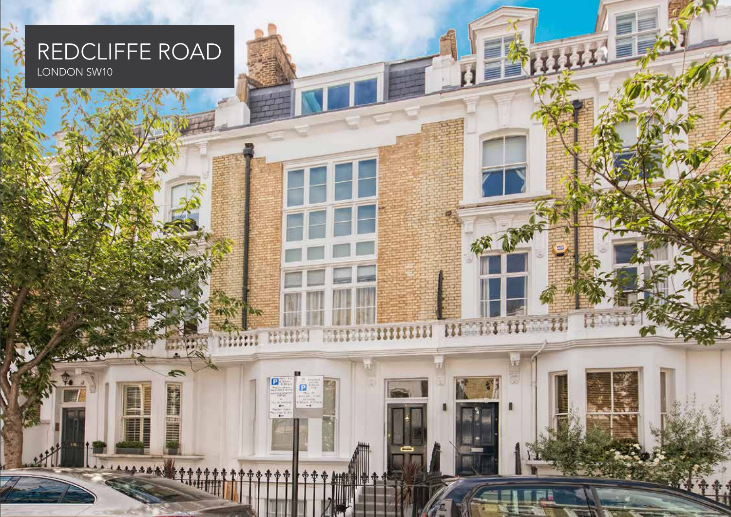# REDCLIFFE ROAD

LONDON SW10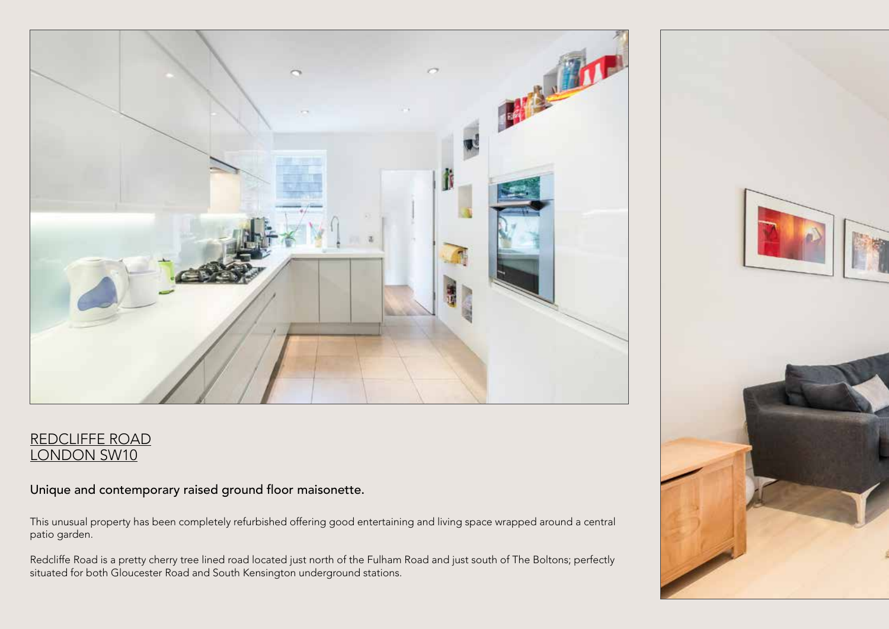# REDCLIFFE ROAD
# LONDON SW10

## Unique and contemporary raised ground floor maisonette.

This unusual property has been completely refurbished offering good entertaining and living space wrapped around a central patio garden.

Redcliffe Road is a pretty cherry tree lined road located just north of the Fulham Road and just south of The Boltons; perfectly situated for both Gloucester Road and South Kensington underground stations.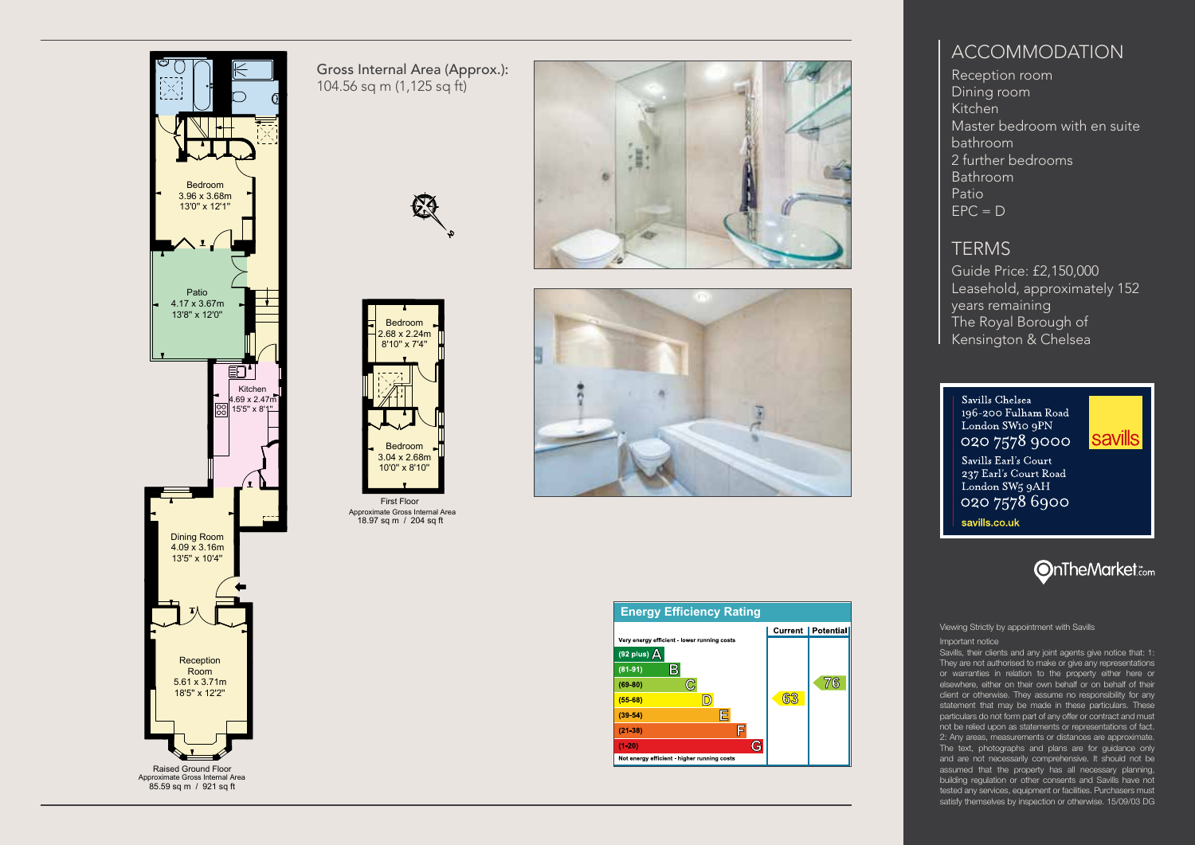Bedroom
3.96 x 3.68m
13'0" x 12'1"

Patio
4.17 x 3.67m
13'8" x 12'0"

Kitchen
4.69 x 2.47m
15'5" x 8'1"

Dining Room
4.09 x 3.16m
13'5" x 10'4"

Reception Room
5.61 x 3.71m
18'5" x 12'2"

Raised Ground Floor
Approximate Gross Internal Area
85.59 sq m / 921 sq ft

Gross Internal Area (Approx.):
104.56 sq m (1,125 sq ft)

Bedroom
2.68 x 2.24m
8'10" x 7'4"

Bedroom
3.04 x 2.68m
10'0" x 8'10"

First Floor
Approximate Gross Internal Area
18.97 sq m / 204 sq ft

Energy Efficiency Rating

Current | Potential

Very energy efficient - lower running costs

(92 plus) A

(81-91) B

(69-80) C

(55-68) D

(39-54) E

(21-38) F

(1-20) G

Not energy efficient - higher running costs

63

76

## ACCOMMODATION

Reception room
Dining room
Kitchen
Master bedroom with en suite bathroom
2 further bedrooms
Bathroom
Patio
EPC = D

## TERMS

Guide Price: £2,150,000
Leasehold, approximately 152 years remaining
The Royal Borough of Kensington & Chelsea

Savills Chelsea
196-200 Fulham Road
London SW10 9PN
020 7578 9000

Savills Earl's Court
237 Earl's Court Road
London SW5 9AH
020 7578 6900

savills.co.uk

savills

OnTheMarket.com

Viewing Strictly by appointment with Savills

Important notice
Savills, their clients and any joint agents give notice that: 1: They are not authorised to make or give any representations or warranties in relation to the property either here or elsewhere, either on their own behalf or on behalf of their client or otherwise. They assume no responsibility for any statement that may be made in these particulars. These particulars do not form part of any offer or contract and must not be relied upon as statements or representations of fact. 2: Any areas, measurements or distances are approximate. The text, photographs and plans are for guidance only and are not necessarily comprehensive. It should not be assumed that the property has all necessary planning, building regulation or other consents and Savills have not tested any services, equipment or facilities. Purchasers must satisfy themselves by inspection or otherwise. 15/09/03 DG